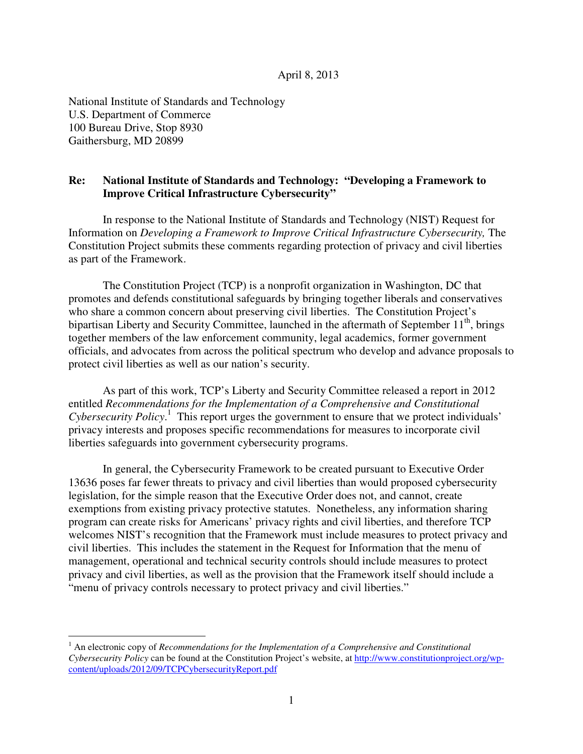April 8, 2013

National Institute of Standards and Technology
U.S. Department of Commerce
100 Bureau Drive, Stop 8930
Gaithersburg, MD 20899

**Re: National Institute of Standards and Technology: "Developing a Framework to Improve Critical Infrastructure Cybersecurity"**

In response to the National Institute of Standards and Technology (NIST) Request for Information on *Developing a Framework to Improve Critical Infrastructure Cybersecurity,* The Constitution Project submits these comments regarding protection of privacy and civil liberties as part of the Framework.

The Constitution Project (TCP) is a nonprofit organization in Washington, DC that promotes and defends constitutional safeguards by bringing together liberals and conservatives who share a common concern about preserving civil liberties. The Constitution Project's bipartisan Liberty and Security Committee, launched in the aftermath of September 11th, brings together members of the law enforcement community, legal academics, former government officials, and advocates from across the political spectrum who develop and advance proposals to protect civil liberties as well as our nation's security.

As part of this work, TCP's Liberty and Security Committee released a report in 2012 entitled *Recommendations for the Implementation of a Comprehensive and Constitutional Cybersecurity Policy.*[1] This report urges the government to ensure that we protect individuals' privacy interests and proposes specific recommendations for measures to incorporate civil liberties safeguards into government cybersecurity programs.

In general, the Cybersecurity Framework to be created pursuant to Executive Order 13636 poses far fewer threats to privacy and civil liberties than would proposed cybersecurity legislation, for the simple reason that the Executive Order does not, and cannot, create exemptions from existing privacy protective statutes. Nonetheless, any information sharing program can create risks for Americans' privacy rights and civil liberties, and therefore TCP welcomes NIST's recognition that the Framework must include measures to protect privacy and civil liberties. This includes the statement in the Request for Information that the menu of management, operational and technical security controls should include measures to protect privacy and civil liberties, as well as the provision that the Framework itself should include a "menu of privacy controls necessary to protect privacy and civil liberties."

---

[1] An electronic copy of *Recommendations for the Implementation of a Comprehensive and Constitutional Cybersecurity Policy* can be found at the Constitution Project's website, at http://www.constitutionproject.org/wp-content/uploads/2012/09/TCPCybersecurityReport.pdf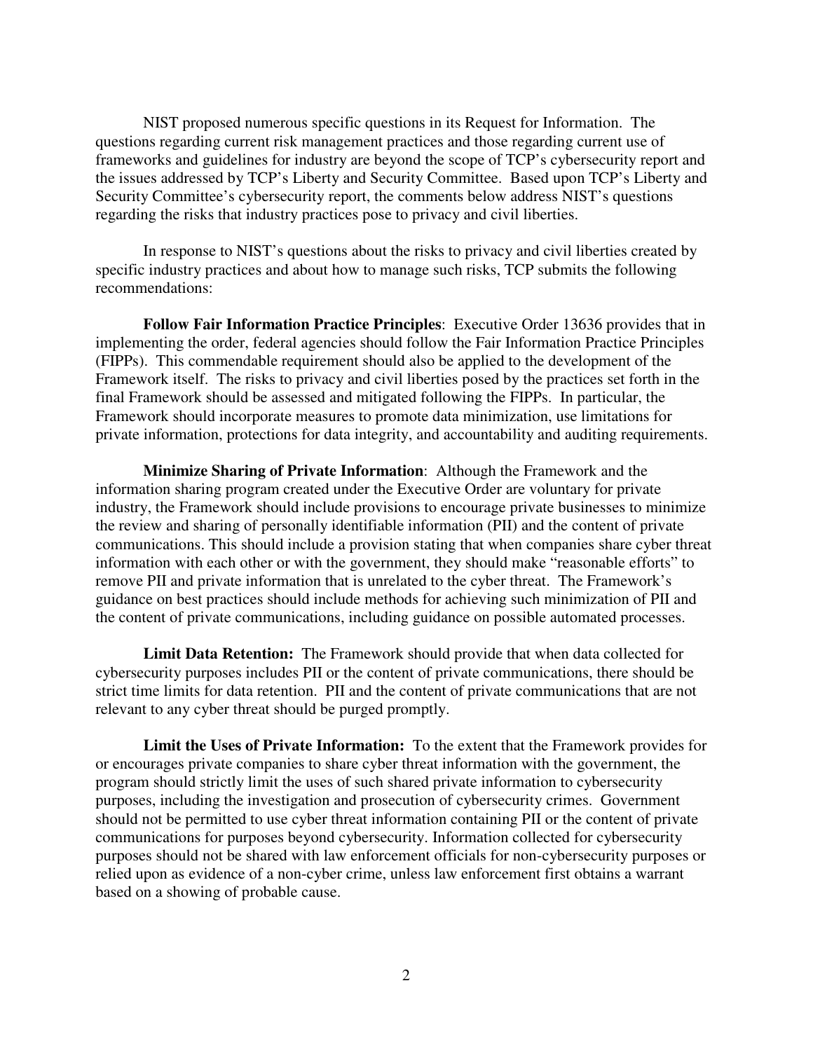NIST proposed numerous specific questions in its Request for Information. The questions regarding current risk management practices and those regarding current use of frameworks and guidelines for industry are beyond the scope of TCP's cybersecurity report and the issues addressed by TCP's Liberty and Security Committee. Based upon TCP's Liberty and Security Committee's cybersecurity report, the comments below address NIST's questions regarding the risks that industry practices pose to privacy and civil liberties.

In response to NIST's questions about the risks to privacy and civil liberties created by specific industry practices and about how to manage such risks, TCP submits the following recommendations:

**Follow Fair Information Practice Principles**: Executive Order 13636 provides that in implementing the order, federal agencies should follow the Fair Information Practice Principles (FIPPs). This commendable requirement should also be applied to the development of the Framework itself. The risks to privacy and civil liberties posed by the practices set forth in the final Framework should be assessed and mitigated following the FIPPs. In particular, the Framework should incorporate measures to promote data minimization, use limitations for private information, protections for data integrity, and accountability and auditing requirements.

**Minimize Sharing of Private Information**: Although the Framework and the information sharing program created under the Executive Order are voluntary for private industry, the Framework should include provisions to encourage private businesses to minimize the review and sharing of personally identifiable information (PII) and the content of private communications. This should include a provision stating that when companies share cyber threat information with each other or with the government, they should make "reasonable efforts" to remove PII and private information that is unrelated to the cyber threat. The Framework's guidance on best practices should include methods for achieving such minimization of PII and the content of private communications, including guidance on possible automated processes.

**Limit Data Retention:** The Framework should provide that when data collected for cybersecurity purposes includes PII or the content of private communications, there should be strict time limits for data retention. PII and the content of private communications that are not relevant to any cyber threat should be purged promptly.

**Limit the Uses of Private Information:** To the extent that the Framework provides for or encourages private companies to share cyber threat information with the government, the program should strictly limit the uses of such shared private information to cybersecurity purposes, including the investigation and prosecution of cybersecurity crimes. Government should not be permitted to use cyber threat information containing PII or the content of private communications for purposes beyond cybersecurity. Information collected for cybersecurity purposes should not be shared with law enforcement officials for non-cybersecurity purposes or relied upon as evidence of a non-cyber crime, unless law enforcement first obtains a warrant based on a showing of probable cause.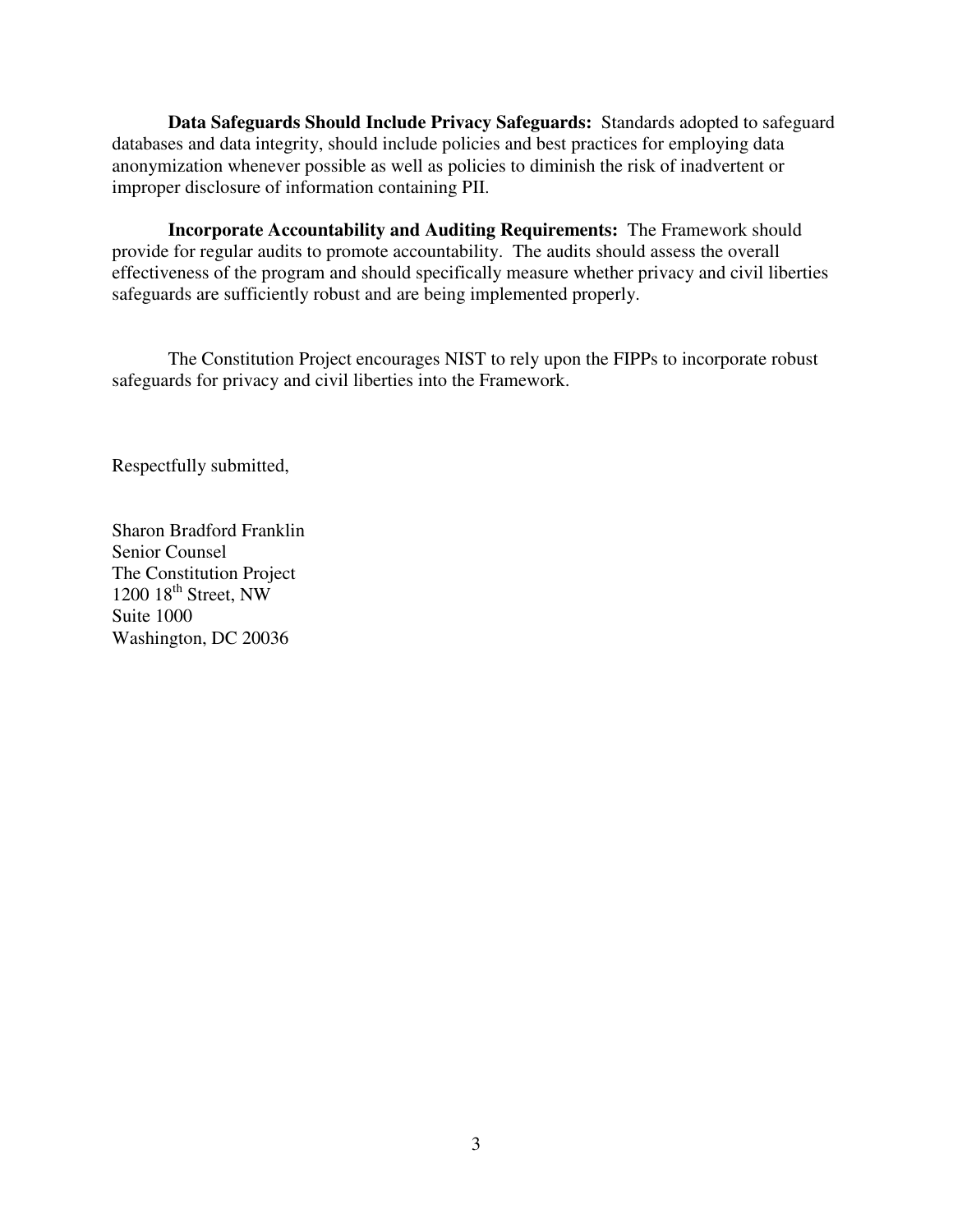**Data Safeguards Should Include Privacy Safeguards:** Standards adopted to safeguard databases and data integrity, should include policies and best practices for employing data anonymization whenever possible as well as policies to diminish the risk of inadvertent or improper disclosure of information containing PII.

**Incorporate Accountability and Auditing Requirements:** The Framework should provide for regular audits to promote accountability. The audits should assess the overall effectiveness of the program and should specifically measure whether privacy and civil liberties safeguards are sufficiently robust and are being implemented properly.

The Constitution Project encourages NIST to rely upon the FIPPs to incorporate robust safeguards for privacy and civil liberties into the Framework.

Respectfully submitted,

Sharon Bradford Franklin
Senior Counsel
The Constitution Project
1200 18th Street, NW
Suite 1000
Washington, DC 20036